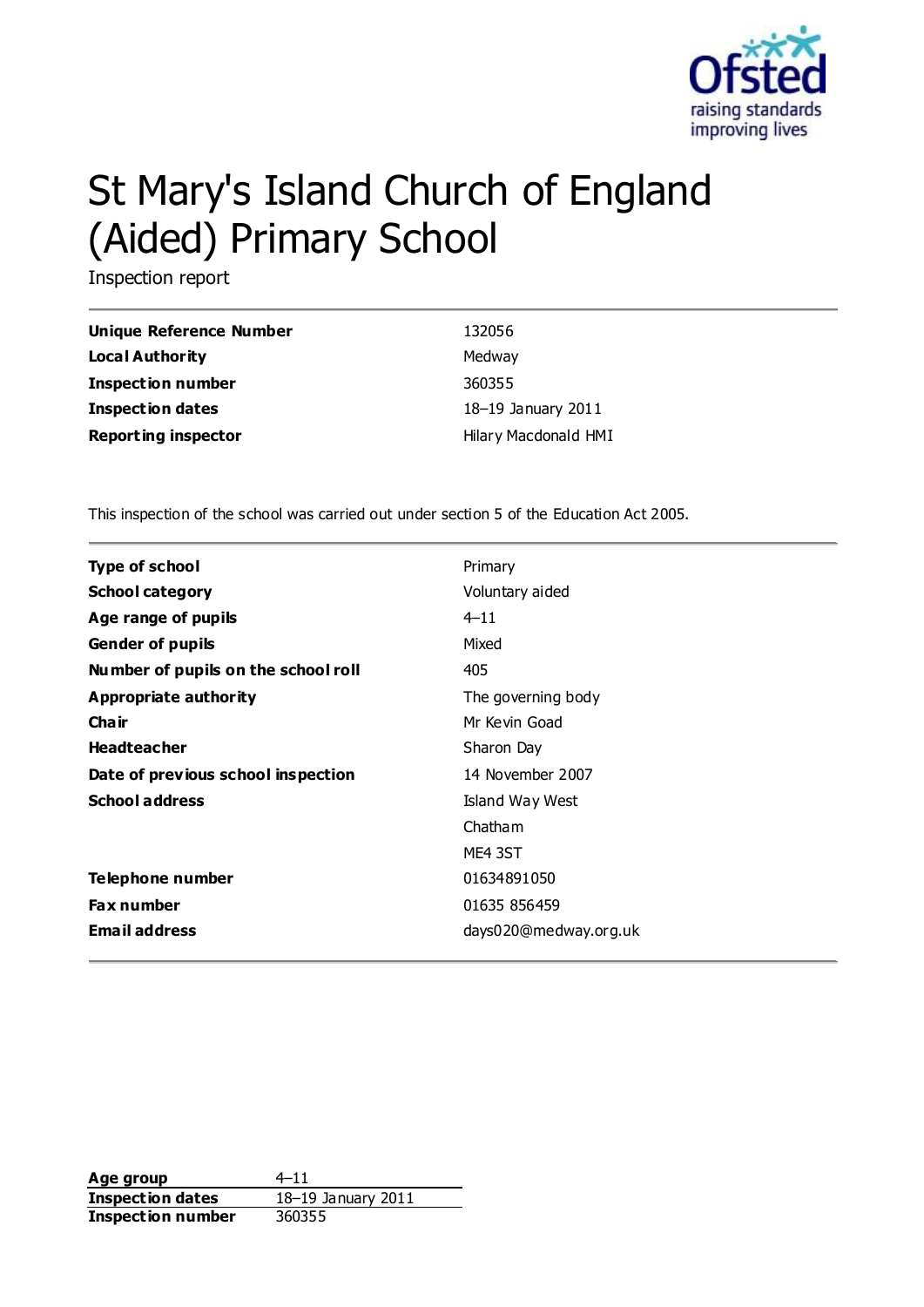# St Mary's Island Church of England (Aided) Primary School

Inspection report

| | |
|---|---|
| **Unique Reference Number** | 132056 |
| **Local Authority** | Medway |
| **Inspection number** | 360355 |
| **Inspection dates** | 18–19 January 2011 |
| **Reporting inspector** | Hilary Macdonald HMI |

This inspection of the school was carried out under section 5 of the Education Act 2005.

| | |
|---|---|
| **Type of school** | Primary |
| **School category** | Voluntary aided |
| **Age range of pupils** | 4–11 |
| **Gender of pupils** | Mixed |
| **Number of pupils on the school roll** | 405 |
| **Appropriate authority** | The governing body |
| **Chair** | Mr Kevin Goad |
| **Headteacher** | Sharon Day |
| **Date of previous school inspection** | 14 November 2007 |
| **School address** | Island Way West<br>Chatham<br>ME4 3ST |
| **Telephone number** | 01634891050 |
| **Fax number** | 01635 856459 |
| **Email address** | days020@medway.org.uk |

| | |
|---|---|
| **Age group** | 4–11 |
| **Inspection dates** | 18–19 January 2011 |
| **Inspection number** | 360355 |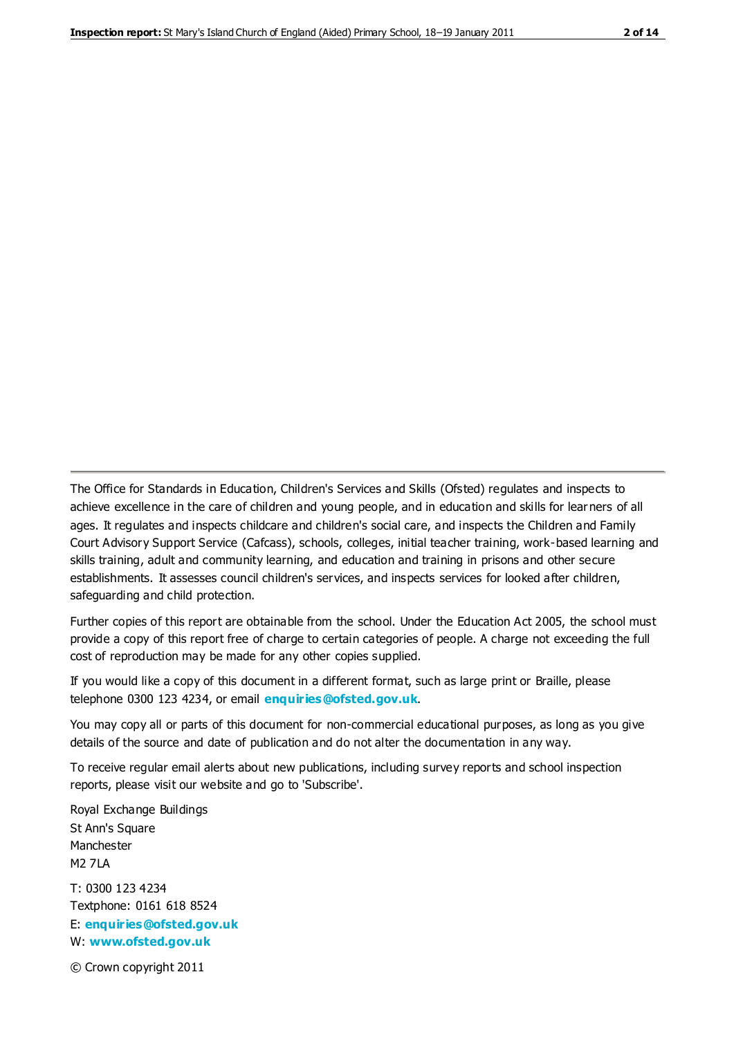The Office for Standards in Education, Children's Services and Skills (Ofsted) regulates and inspects to achieve excellence in the care of children and young people, and in education and skills for learners of all ages. It regulates and inspects childcare and children's social care, and inspects the Children and Family Court Advisory Support Service (Cafcass), schools, colleges, initial teacher training, work-based learning and skills training, adult and community learning, and education and training in prisons and other secure establishments. It assesses council children's services, and inspects services for looked after children, safeguarding and child protection.

Further copies of this report are obtainable from the school. Under the Education Act 2005, the school must provide a copy of this report free of charge to certain categories of people. A charge not exceeding the full cost of reproduction may be made for any other copies supplied.

If you would like a copy of this document in a different format, such as large print or Braille, please telephone 0300 123 4234, or email **enquiries@ofsted.gov.uk**.

You may copy all or parts of this document for non-commercial educational purposes, as long as you give details of the source and date of publication and do not alter the documentation in any way.

To receive regular email alerts about new publications, including survey reports and school inspection reports, please visit our website and go to 'Subscribe'.

Royal Exchange Buildings
St Ann's Square
Manchester
M2 7LA

T: 0300 123 4234
Textphone: 0161 618 8524
E: **enquiries@ofsted.gov.uk**
W: **www.ofsted.gov.uk**

© Crown copyright 2011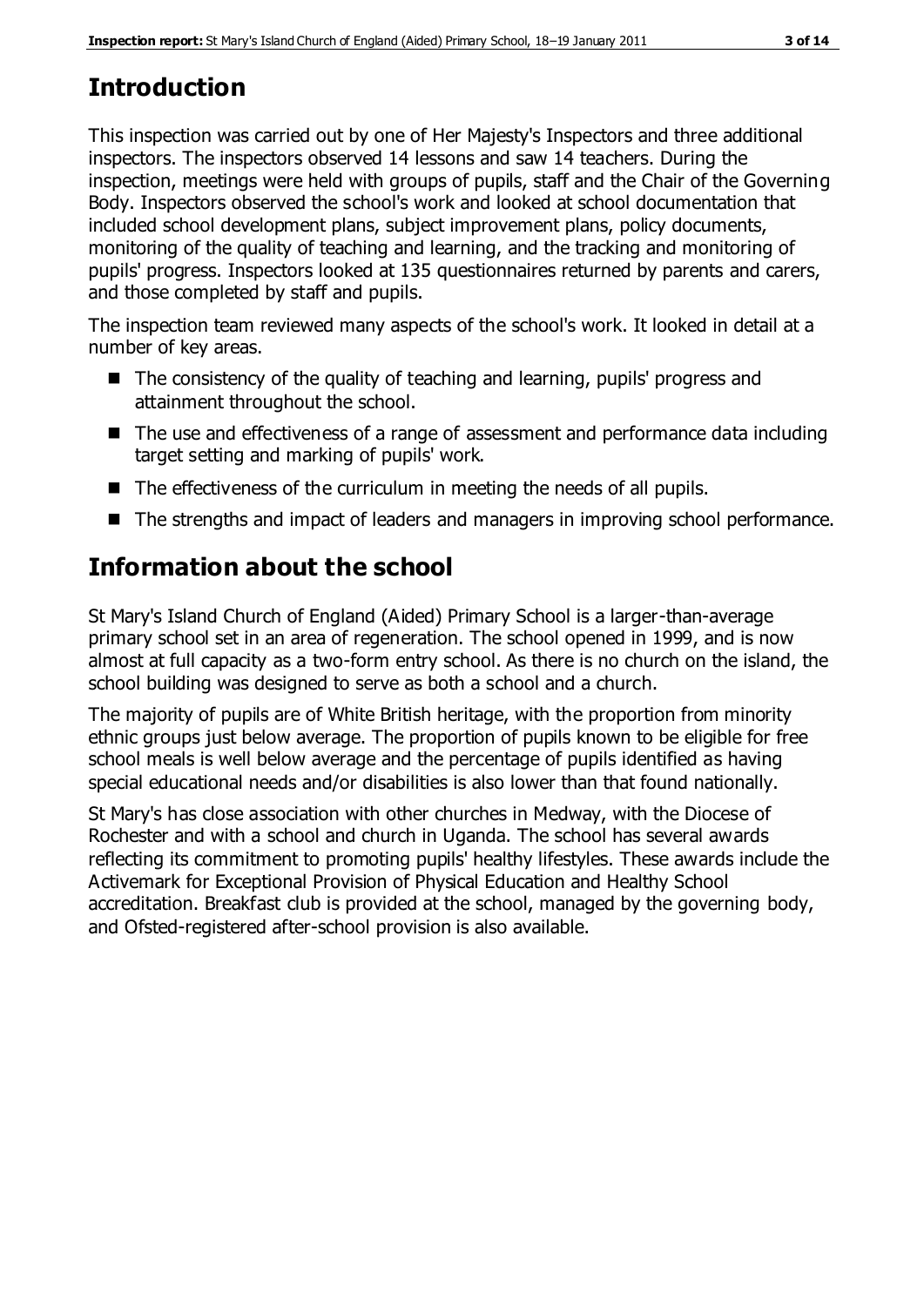# Introduction

This inspection was carried out by one of Her Majesty's Inspectors and three additional inspectors. The inspectors observed 14 lessons and saw 14 teachers. During the inspection, meetings were held with groups of pupils, staff and the Chair of the Governing Body. Inspectors observed the school's work and looked at school documentation that included school development plans, subject improvement plans, policy documents, monitoring of the quality of teaching and learning, and the tracking and monitoring of pupils' progress. Inspectors looked at 135 questionnaires returned by parents and carers, and those completed by staff and pupils.

The inspection team reviewed many aspects of the school's work. It looked in detail at a number of key areas.

- The consistency of the quality of teaching and learning, pupils' progress and attainment throughout the school.
- The use and effectiveness of a range of assessment and performance data including target setting and marking of pupils' work.
- The effectiveness of the curriculum in meeting the needs of all pupils.
- The strengths and impact of leaders and managers in improving school performance.

# Information about the school

St Mary's Island Church of England (Aided) Primary School is a larger-than-average primary school set in an area of regeneration. The school opened in 1999, and is now almost at full capacity as a two-form entry school. As there is no church on the island, the school building was designed to serve as both a school and a church.

The majority of pupils are of White British heritage, with the proportion from minority ethnic groups just below average. The proportion of pupils known to be eligible for free school meals is well below average and the percentage of pupils identified as having special educational needs and/or disabilities is also lower than that found nationally.

St Mary's has close association with other churches in Medway, with the Diocese of Rochester and with a school and church in Uganda. The school has several awards reflecting its commitment to promoting pupils' healthy lifestyles. These awards include the Activemark for Exceptional Provision of Physical Education and Healthy School accreditation. Breakfast club is provided at the school, managed by the governing body, and Ofsted-registered after-school provision is also available.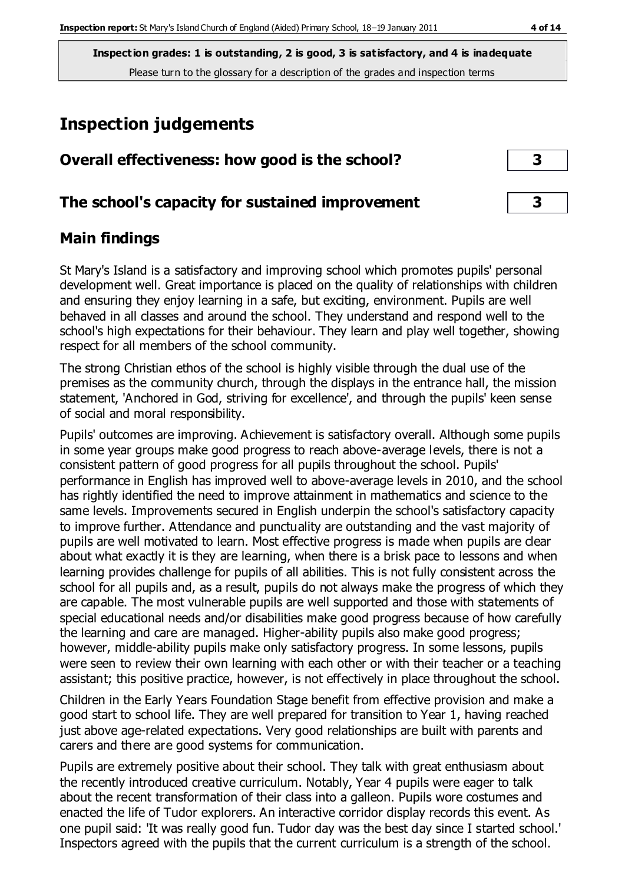**Inspection grades: 1 is outstanding, 2 is good, 3 is satisfactory, and 4 is inadequate**
Please turn to the glossary for a description of the grades and inspection terms

# Inspection judgements

| Overall effectiveness: how good is the school? | 3 |
|---|---|
| The school's capacity for sustained improvement | 3 |

## Main findings

St Mary's Island is a satisfactory and improving school which promotes pupils' personal development well. Great importance is placed on the quality of relationships with children and ensuring they enjoy learning in a safe, but exciting, environment. Pupils are well behaved in all classes and around the school. They understand and respond well to the school's high expectations for their behaviour. They learn and play well together, showing respect for all members of the school community.

The strong Christian ethos of the school is highly visible through the dual use of the premises as the community church, through the displays in the entrance hall, the mission statement, 'Anchored in God, striving for excellence', and through the pupils' keen sense of social and moral responsibility.

Pupils' outcomes are improving. Achievement is satisfactory overall. Although some pupils in some year groups make good progress to reach above-average levels, there is not a consistent pattern of good progress for all pupils throughout the school. Pupils' performance in English has improved well to above-average levels in 2010, and the school has rightly identified the need to improve attainment in mathematics and science to the same levels. Improvements secured in English underpin the school's satisfactory capacity to improve further. Attendance and punctuality are outstanding and the vast majority of pupils are well motivated to learn. Most effective progress is made when pupils are clear about what exactly it is they are learning, when there is a brisk pace to lessons and when learning provides challenge for pupils of all abilities. This is not fully consistent across the school for all pupils and, as a result, pupils do not always make the progress of which they are capable. The most vulnerable pupils are well supported and those with statements of special educational needs and/or disabilities make good progress because of how carefully the learning and care are managed. Higher-ability pupils also make good progress; however, middle-ability pupils make only satisfactory progress. In some lessons, pupils were seen to review their own learning with each other or with their teacher or a teaching assistant; this positive practice, however, is not effectively in place throughout the school.

Children in the Early Years Foundation Stage benefit from effective provision and make a good start to school life. They are well prepared for transition to Year 1, having reached just above age-related expectations. Very good relationships are built with parents and carers and there are good systems for communication.

Pupils are extremely positive about their school. They talk with great enthusiasm about the recently introduced creative curriculum. Notably, Year 4 pupils were eager to talk about the recent transformation of their class into a galleon. Pupils wore costumes and enacted the life of Tudor explorers. An interactive corridor display records this event. As one pupil said: 'It was really good fun. Tudor day was the best day since I started school.' Inspectors agreed with the pupils that the current curriculum is a strength of the school.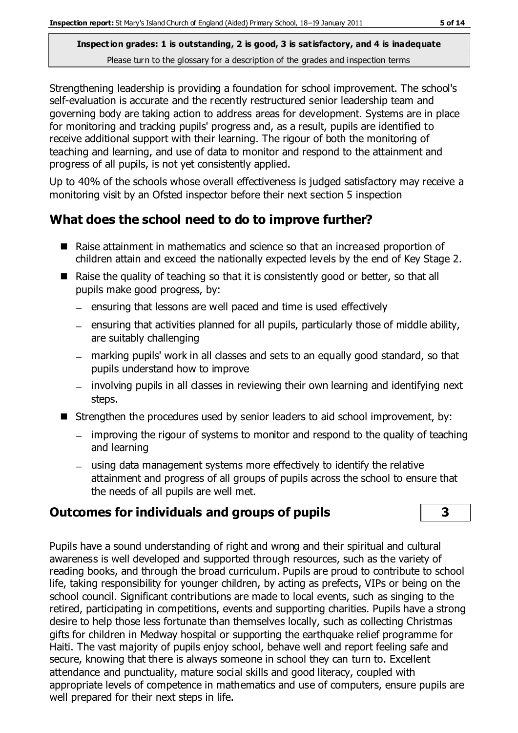**Inspection grades: 1 is outstanding, 2 is good, 3 is satisfactory, and 4 is inadequate**
Please turn to the glossary for a description of the grades and inspection terms

Strengthening leadership is providing a foundation for school improvement. The school's self-evaluation is accurate and the recently restructured senior leadership team and governing body are taking action to address areas for development. Systems are in place for monitoring and tracking pupils' progress and, as a result, pupils are identified to receive additional support with their learning. The rigour of both the monitoring of teaching and learning, and use of data to monitor and respond to the attainment and progress of all pupils, is not yet consistently applied.

Up to 40% of the schools whose overall effectiveness is judged satisfactory may receive a monitoring visit by an Ofsted inspector before their next section 5 inspection

## What does the school need to do to improve further?

- Raise attainment in mathematics and science so that an increased proportion of children attain and exceed the nationally expected levels by the end of Key Stage 2.
- Raise the quality of teaching so that it is consistently good or better, so that all pupils make good progress, by:
  - ensuring that lessons are well paced and time is used effectively
  - ensuring that activities planned for all pupils, particularly those of middle ability, are suitably challenging
  - marking pupils' work in all classes and sets to an equally good standard, so that pupils understand how to improve
  - involving pupils in all classes in reviewing their own learning and identifying next steps.
- Strengthen the procedures used by senior leaders to aid school improvement, by:
  - improving the rigour of systems to monitor and respond to the quality of teaching and learning
  - using data management systems more effectively to identify the relative attainment and progress of all groups of pupils across the school to ensure that the needs of all pupils are well met.

## Outcomes for individuals and groups of pupils — 3

Pupils have a sound understanding of right and wrong and their spiritual and cultural awareness is well developed and supported through resources, such as the variety of reading books, and through the broad curriculum. Pupils are proud to contribute to school life, taking responsibility for younger children, by acting as prefects, VIPs or being on the school council. Significant contributions are made to local events, such as singing to the retired, participating in competitions, events and supporting charities. Pupils have a strong desire to help those less fortunate than themselves locally, such as collecting Christmas gifts for children in Medway hospital or supporting the earthquake relief programme for Haiti. The vast majority of pupils enjoy school, behave well and report feeling safe and secure, knowing that there is always someone in school they can turn to. Excellent attendance and punctuality, mature social skills and good literacy, coupled with appropriate levels of competence in mathematics and use of computers, ensure pupils are well prepared for their next steps in life.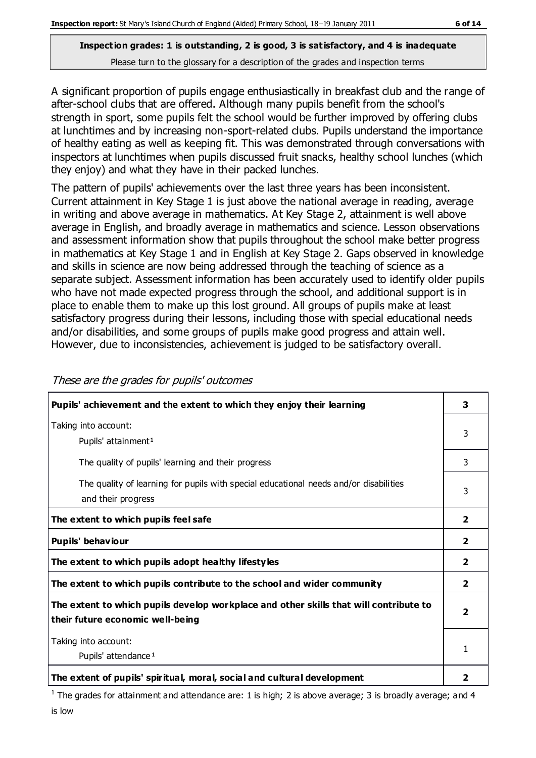**Inspection grades: 1 is outstanding, 2 is good, 3 is satisfactory, and 4 is inadequate**

Please turn to the glossary for a description of the grades and inspection terms

A significant proportion of pupils engage enthusiastically in breakfast club and the range of after-school clubs that are offered. Although many pupils benefit from the school's strength in sport, some pupils felt the school would be further improved by offering clubs at lunchtimes and by increasing non-sport-related clubs. Pupils understand the importance of healthy eating as well as keeping fit. This was demonstrated through conversations with inspectors at lunchtimes when pupils discussed fruit snacks, healthy school lunches (which they enjoy) and what they have in their packed lunches.

The pattern of pupils' achievements over the last three years has been inconsistent. Current attainment in Key Stage 1 is just above the national average in reading, average in writing and above average in mathematics. At Key Stage 2, attainment is well above average in English, and broadly average in mathematics and science. Lesson observations and assessment information show that pupils throughout the school make better progress in mathematics at Key Stage 1 and in English at Key Stage 2. Gaps observed in knowledge and skills in science are now being addressed through the teaching of science as a separate subject. Assessment information has been accurately used to identify older pupils who have not made expected progress through the school, and additional support is in place to enable them to make up this lost ground. All groups of pupils make at least satisfactory progress during their lessons, including those with special educational needs and/or disabilities, and some groups of pupils make good progress and attain well. However, due to inconsistencies, achievement is judged to be satisfactory overall.

*These are the grades for pupils' outcomes*

| | |
|---|---|
| **Pupils' achievement and the extent to which they enjoy their learning** | **3** |
| Taking into account: Pupils' attainment[1] | 3 |
| The quality of pupils' learning and their progress | 3 |
| The quality of learning for pupils with special educational needs and/or disabilities and their progress | 3 |
| **The extent to which pupils feel safe** | **2** |
| **Pupils' behaviour** | **2** |
| **The extent to which pupils adopt healthy lifestyles** | **2** |
| **The extent to which pupils contribute to the school and wider community** | **2** |
| **The extent to which pupils develop workplace and other skills that will contribute to their future economic well-being** | **2** |
| Taking into account: Pupils' attendance[1] | 1 |
| **The extent of pupils' spiritual, moral, social and cultural development** | **2** |

[1] The grades for attainment and attendance are: 1 is high; 2 is above average; 3 is broadly average; and 4 is low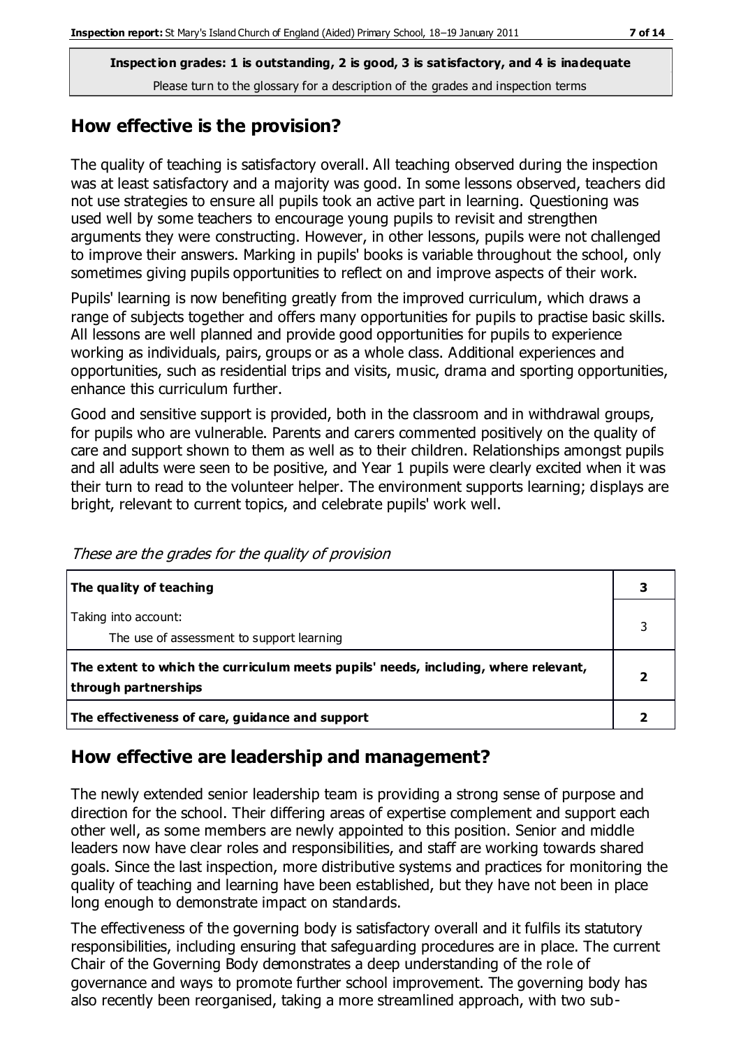**Inspection grades: 1 is outstanding, 2 is good, 3 is satisfactory, and 4 is inadequate**

Please turn to the glossary for a description of the grades and inspection terms

## How effective is the provision?

The quality of teaching is satisfactory overall. All teaching observed during the inspection was at least satisfactory and a majority was good. In some lessons observed, teachers did not use strategies to ensure all pupils took an active part in learning. Questioning was used well by some teachers to encourage young pupils to revisit and strengthen arguments they were constructing. However, in other lessons, pupils were not challenged to improve their answers. Marking in pupils' books is variable throughout the school, only sometimes giving pupils opportunities to reflect on and improve aspects of their work.

Pupils' learning is now benefiting greatly from the improved curriculum, which draws a range of subjects together and offers many opportunities for pupils to practise basic skills. All lessons are well planned and provide good opportunities for pupils to experience working as individuals, pairs, groups or as a whole class. Additional experiences and opportunities, such as residential trips and visits, music, drama and sporting opportunities, enhance this curriculum further.

Good and sensitive support is provided, both in the classroom and in withdrawal groups, for pupils who are vulnerable. Parents and carers commented positively on the quality of care and support shown to them as well as to their children. Relationships amongst pupils and all adults were seen to be positive, and Year 1 pupils were clearly excited when it was their turn to read to the volunteer helper. The environment supports learning; displays are bright, relevant to current topics, and celebrate pupils' work well.

*These are the grades for the quality of provision*

| | |
|---|---|
| **The quality of teaching** | **3** |
| Taking into account:<br>The use of assessment to support learning | 3 |
| **The extent to which the curriculum meets pupils' needs, including, where relevant, through partnerships** | **2** |
| **The effectiveness of care, guidance and support** | **2** |

## How effective are leadership and management?

The newly extended senior leadership team is providing a strong sense of purpose and direction for the school. Their differing areas of expertise complement and support each other well, as some members are newly appointed to this position. Senior and middle leaders now have clear roles and responsibilities, and staff are working towards shared goals. Since the last inspection, more distributive systems and practices for monitoring the quality of teaching and learning have been established, but they have not been in place long enough to demonstrate impact on standards.

The effectiveness of the governing body is satisfactory overall and it fulfils its statutory responsibilities, including ensuring that safeguarding procedures are in place. The current Chair of the Governing Body demonstrates a deep understanding of the role of governance and ways to promote further school improvement. The governing body has also recently been reorganised, taking a more streamlined approach, with two sub-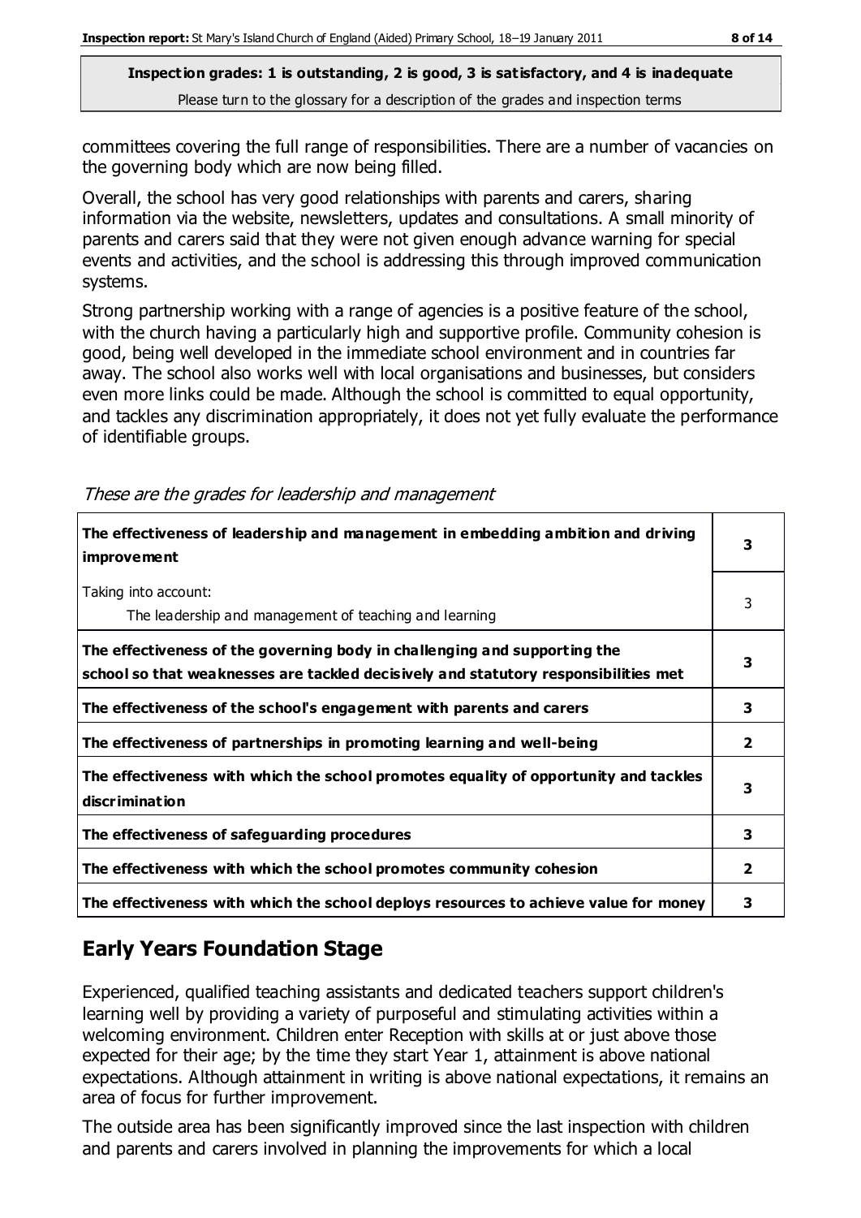**Inspection grades: 1 is outstanding, 2 is good, 3 is satisfactory, and 4 is inadequate**

Please turn to the glossary for a description of the grades and inspection terms

committees covering the full range of responsibilities. There are a number of vacancies on the governing body which are now being filled.

Overall, the school has very good relationships with parents and carers, sharing information via the website, newsletters, updates and consultations. A small minority of parents and carers said that they were not given enough advance warning for special events and activities, and the school is addressing this through improved communication systems.

Strong partnership working with a range of agencies is a positive feature of the school, with the church having a particularly high and supportive profile. Community cohesion is good, being well developed in the immediate school environment and in countries far away. The school also works well with local organisations and businesses, but considers even more links could be made. Although the school is committed to equal opportunity, and tackles any discrimination appropriately, it does not yet fully evaluate the performance of identifiable groups.

*These are the grades for leadership and management*

| | |
|---|---|
| **The effectiveness of leadership and management in embedding ambition and driving improvement** | **3** |
| Taking into account:<br>The leadership and management of teaching and learning | 3 |
| **The effectiveness of the governing body in challenging and supporting the school so that weaknesses are tackled decisively and statutory responsibilities met** | **3** |
| **The effectiveness of the school's engagement with parents and carers** | **3** |
| **The effectiveness of partnerships in promoting learning and well-being** | **2** |
| **The effectiveness with which the school promotes equality of opportunity and tackles discrimination** | **3** |
| **The effectiveness of safeguarding procedures** | **3** |
| **The effectiveness with which the school promotes community cohesion** | **2** |
| **The effectiveness with which the school deploys resources to achieve value for money** | **3** |

## Early Years Foundation Stage

Experienced, qualified teaching assistants and dedicated teachers support children's learning well by providing a variety of purposeful and stimulating activities within a welcoming environment. Children enter Reception with skills at or just above those expected for their age; by the time they start Year 1, attainment is above national expectations. Although attainment in writing is above national expectations, it remains an area of focus for further improvement.

The outside area has been significantly improved since the last inspection with children and parents and carers involved in planning the improvements for which a local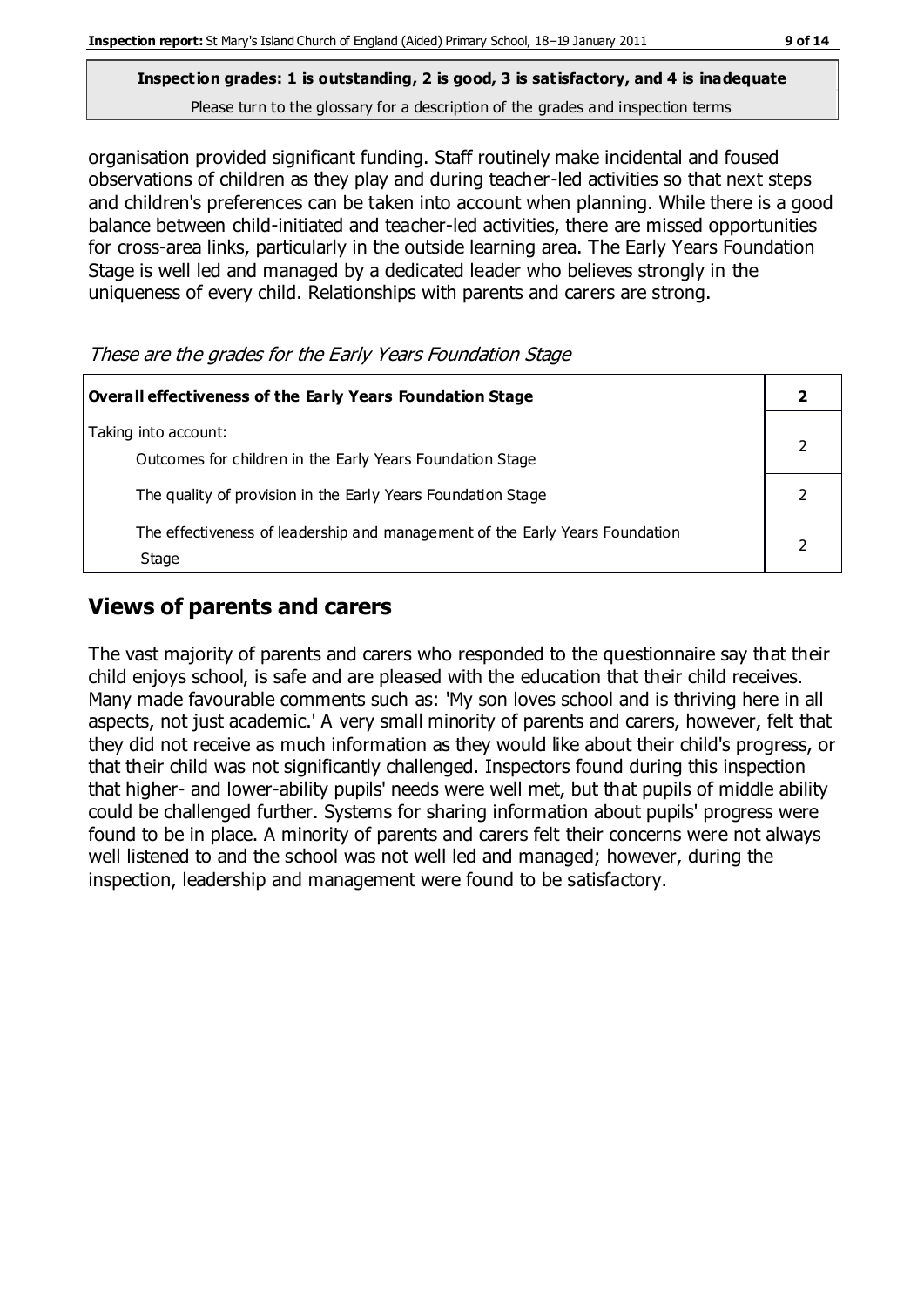organisation provided significant funding. Staff routinely make incidental and foused observations of children as they play and during teacher-led activities so that next steps and children's preferences can be taken into account when planning. While there is a good balance between child-initiated and teacher-led activities, there are missed opportunities for cross-area links, particularly in the outside learning area. The Early Years Foundation Stage is well led and managed by a dedicated leader who believes strongly in the uniqueness of every child. Relationships with parents and carers are strong.

*These are the grades for the Early Years Foundation Stage*

| **Overall effectiveness of the Early Years Foundation Stage** | **2** |
|---|---|
| Taking into account: Outcomes for children in the Early Years Foundation Stage | 2 |
| The quality of provision in the Early Years Foundation Stage | 2 |
| The effectiveness of leadership and management of the Early Years Foundation Stage | 2 |

## Views of parents and carers

The vast majority of parents and carers who responded to the questionnaire say that their child enjoys school, is safe and are pleased with the education that their child receives. Many made favourable comments such as: 'My son loves school and is thriving here in all aspects, not just academic.' A very small minority of parents and carers, however, felt that they did not receive as much information as they would like about their child's progress, or that their child was not significantly challenged. Inspectors found during this inspection that higher- and lower-ability pupils' needs were well met, but that pupils of middle ability could be challenged further. Systems for sharing information about pupils' progress were found to be in place. A minority of parents and carers felt their concerns were not always well listened to and the school was not well led and managed; however, during the inspection, leadership and management were found to be satisfactory.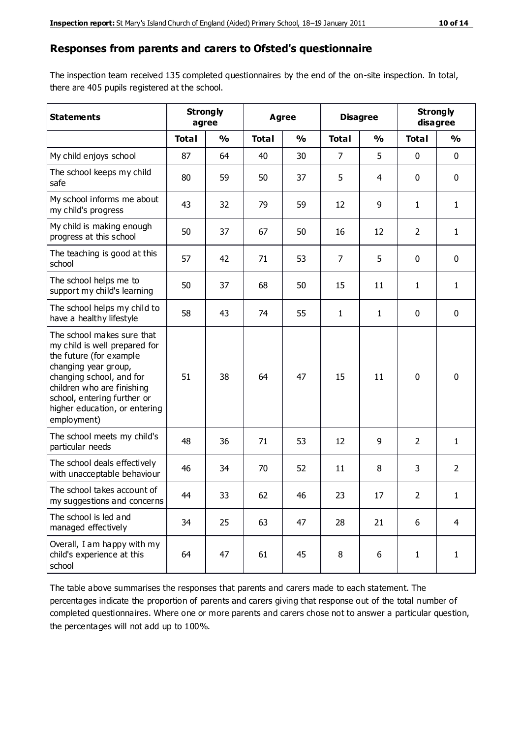## Responses from parents and carers to Ofsted's questionnaire

The inspection team received 135 completed questionnaires by the end of the on-site inspection. In total, there are 405 pupils registered at the school.

| Statements | Strongly agree | | Agree | | Disagree | | Strongly disagree | |
|---|---|---|---|---|---|---|---|---|
| | **Total** | **%** | **Total** | **%** | **Total** | **%** | **Total** | **%** |
| My child enjoys school | 87 | 64 | 40 | 30 | 7 | 5 | 0 | 0 |
| The school keeps my child safe | 80 | 59 | 50 | 37 | 5 | 4 | 0 | 0 |
| My school informs me about my child's progress | 43 | 32 | 79 | 59 | 12 | 9 | 1 | 1 |
| My child is making enough progress at this school | 50 | 37 | 67 | 50 | 16 | 12 | 2 | 1 |
| The teaching is good at this school | 57 | 42 | 71 | 53 | 7 | 5 | 0 | 0 |
| The school helps me to support my child's learning | 50 | 37 | 68 | 50 | 15 | 11 | 1 | 1 |
| The school helps my child to have a healthy lifestyle | 58 | 43 | 74 | 55 | 1 | 1 | 0 | 0 |
| The school makes sure that my child is well prepared for the future (for example changing year group, changing school, and for children who are finishing school, entering further or higher education, or entering employment) | 51 | 38 | 64 | 47 | 15 | 11 | 0 | 0 |
| The school meets my child's particular needs | 48 | 36 | 71 | 53 | 12 | 9 | 2 | 1 |
| The school deals effectively with unacceptable behaviour | 46 | 34 | 70 | 52 | 11 | 8 | 3 | 2 |
| The school takes account of my suggestions and concerns | 44 | 33 | 62 | 46 | 23 | 17 | 2 | 1 |
| The school is led and managed effectively | 34 | 25 | 63 | 47 | 28 | 21 | 6 | 4 |
| Overall, I am happy with my child's experience at this school | 64 | 47 | 61 | 45 | 8 | 6 | 1 | 1 |

The table above summarises the responses that parents and carers made to each statement. The percentages indicate the proportion of parents and carers giving that response out of the total number of completed questionnaires. Where one or more parents and carers chose not to answer a particular question, the percentages will not add up to 100%.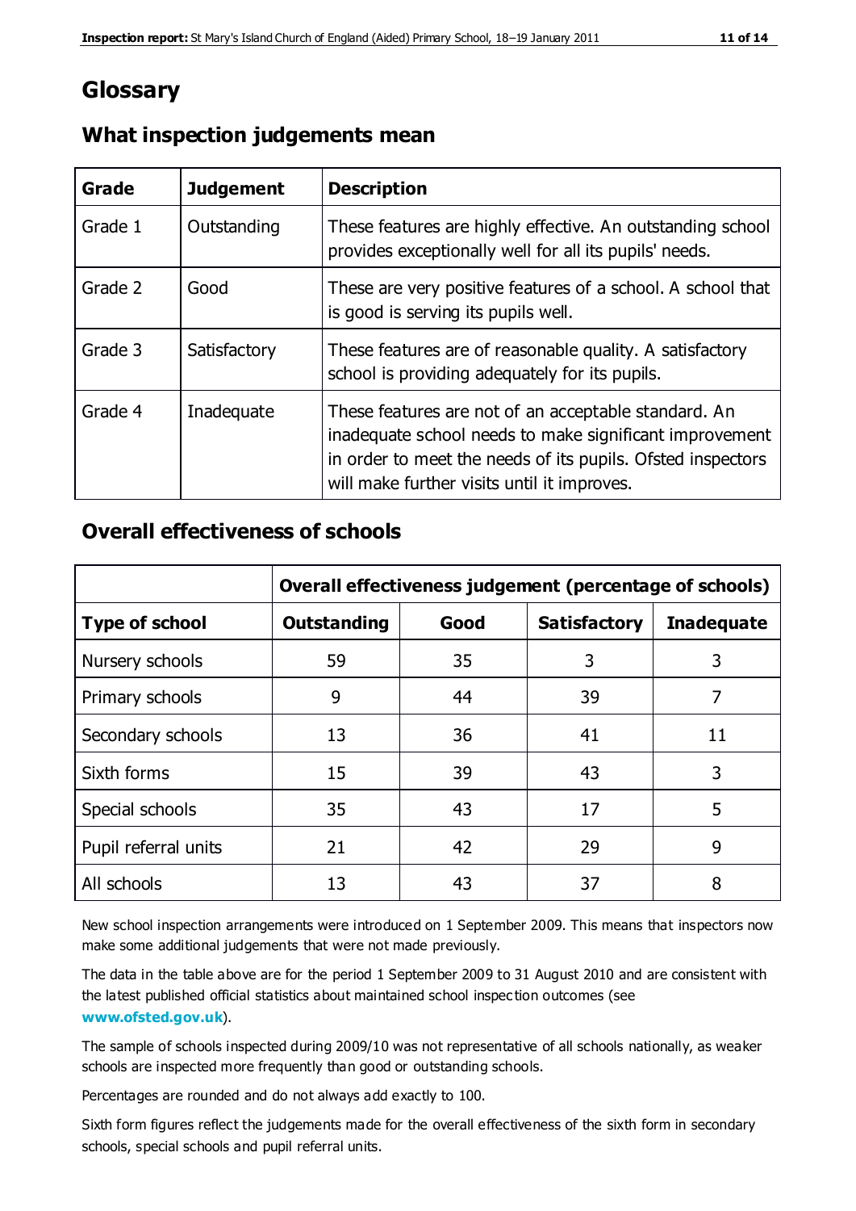# Glossary

## What inspection judgements mean

| Grade | Judgement | Description |
| --- | --- | --- |
| Grade 1 | Outstanding | These features are highly effective. An outstanding school provides exceptionally well for all its pupils' needs. |
| Grade 2 | Good | These are very positive features of a school. A school that is good is serving its pupils well. |
| Grade 3 | Satisfactory | These features are of reasonable quality. A satisfactory school is providing adequately for its pupils. |
| Grade 4 | Inadequate | These features are not of an acceptable standard. An inadequate school needs to make significant improvement in order to meet the needs of its pupils. Ofsted inspectors will make further visits until it improves. |

## Overall effectiveness of schools

| | Overall effectiveness judgement (percentage of schools) | | | |
| --- | --- | --- | --- | --- |
| **Type of school** | **Outstanding** | **Good** | **Satisfactory** | **Inadequate** |
| Nursery schools | 59 | 35 | 3 | 3 |
| Primary schools | 9 | 44 | 39 | 7 |
| Secondary schools | 13 | 36 | 41 | 11 |
| Sixth forms | 15 | 39 | 43 | 3 |
| Special schools | 35 | 43 | 17 | 5 |
| Pupil referral units | 21 | 42 | 29 | 9 |
| All schools | 13 | 43 | 37 | 8 |

New school inspection arrangements were introduced on 1 September 2009. This means that inspectors now make some additional judgements that were not made previously.

The data in the table above are for the period 1 September 2009 to 31 August 2010 and are consistent with the latest published official statistics about maintained school inspection outcomes (see **www.ofsted.gov.uk**).

The sample of schools inspected during 2009/10 was not representative of all schools nationally, as weaker schools are inspected more frequently than good or outstanding schools.

Percentages are rounded and do not always add exactly to 100.

Sixth form figures reflect the judgements made for the overall effectiveness of the sixth form in secondary schools, special schools and pupil referral units.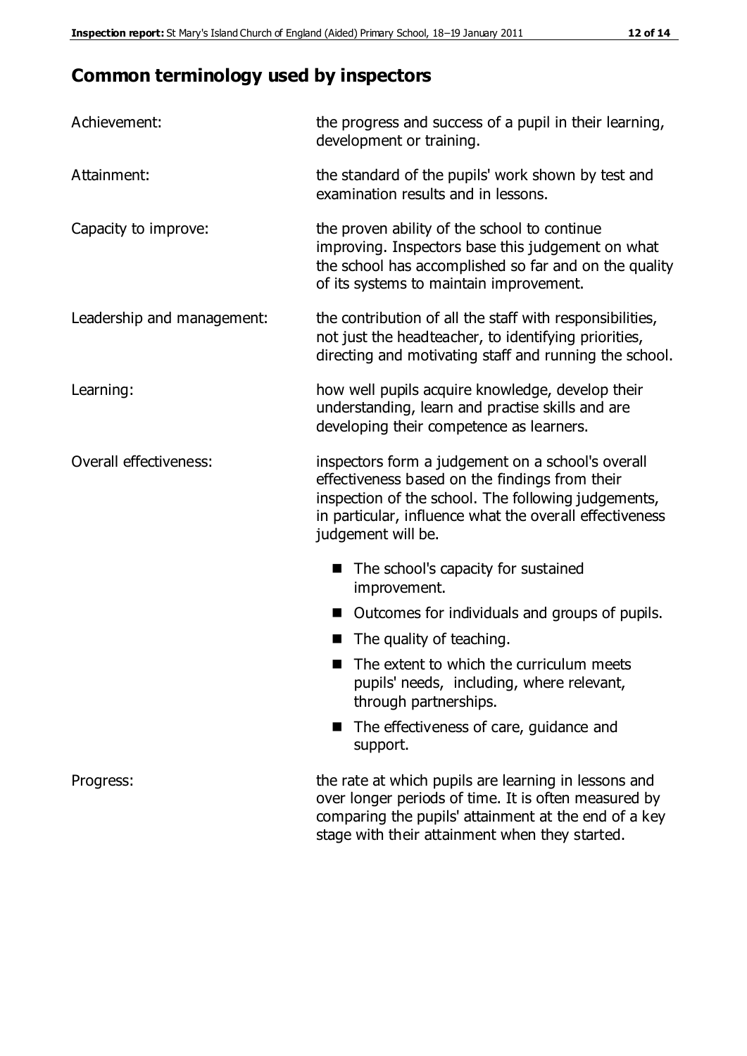## Common terminology used by inspectors

| | |
|---|---|
| Achievement: | the progress and success of a pupil in their learning, development or training. |
| Attainment: | the standard of the pupils' work shown by test and examination results and in lessons. |
| Capacity to improve: | the proven ability of the school to continue improving. Inspectors base this judgement on what the school has accomplished so far and on the quality of its systems to maintain improvement. |
| Leadership and management: | the contribution of all the staff with responsibilities, not just the headteacher, to identifying priorities, directing and motivating staff and running the school. |
| Learning: | how well pupils acquire knowledge, develop their understanding, learn and practise skills and are developing their competence as learners. |
| Overall effectiveness: | inspectors form a judgement on a school's overall effectiveness based on the findings from their inspection of the school. The following judgements, in particular, influence what the overall effectiveness judgement will be. <br>■ The school's capacity for sustained improvement.<br>■ Outcomes for individuals and groups of pupils.<br>■ The quality of teaching.<br>■ The extent to which the curriculum meets pupils' needs, including, where relevant, through partnerships.<br>■ The effectiveness of care, guidance and support. |
| Progress: | the rate at which pupils are learning in lessons and over longer periods of time. It is often measured by comparing the pupils' attainment at the end of a key stage with their attainment when they started. |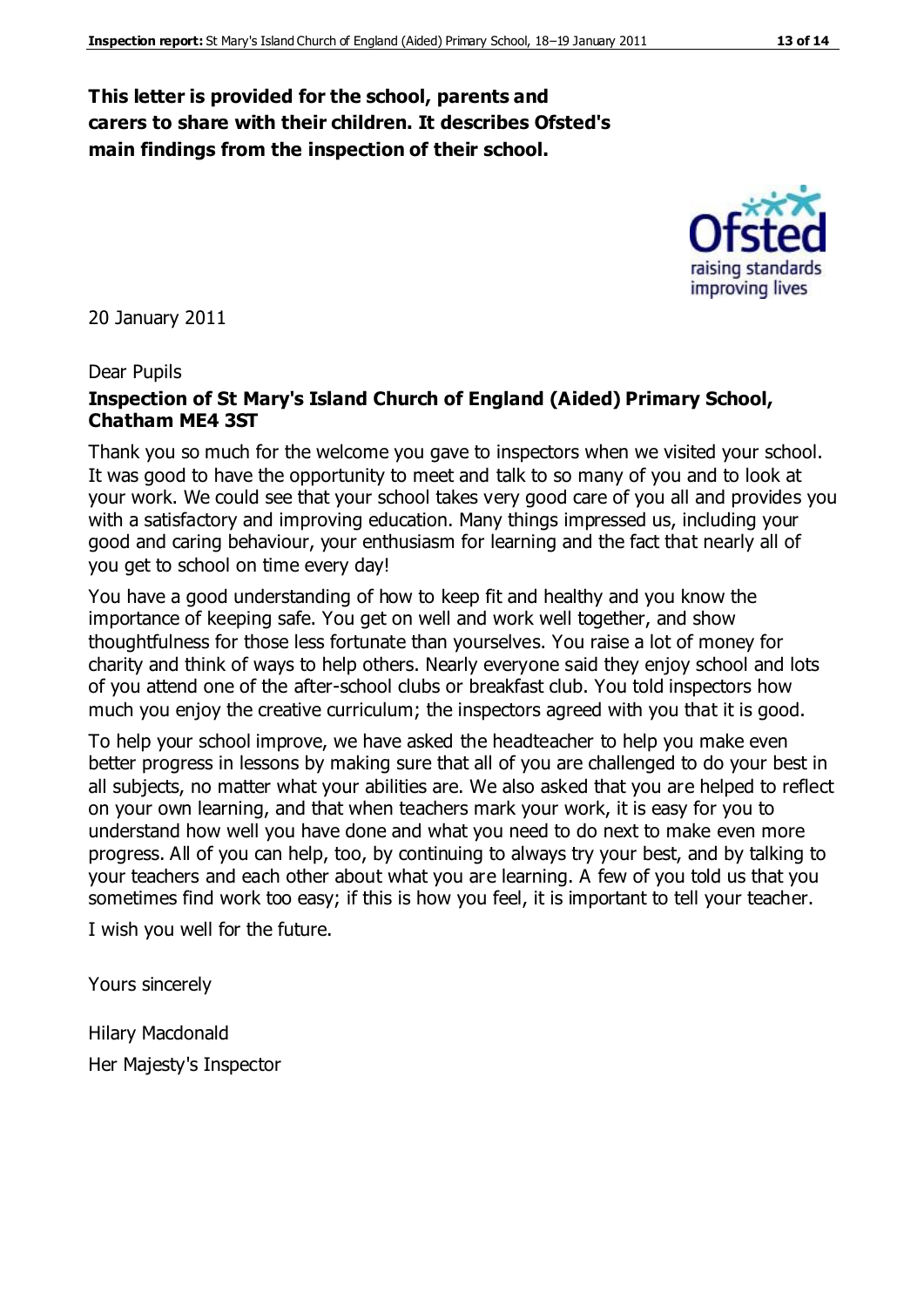**This letter is provided for the school, parents and carers to share with their children. It describes Ofsted's main findings from the inspection of their school.**

20 January 2011

Dear Pupils

**Inspection of St Mary's Island Church of England (Aided) Primary School, Chatham ME4 3ST**

Thank you so much for the welcome you gave to inspectors when we visited your school. It was good to have the opportunity to meet and talk to so many of you and to look at your work. We could see that your school takes very good care of you all and provides you with a satisfactory and improving education. Many things impressed us, including your good and caring behaviour, your enthusiasm for learning and the fact that nearly all of you get to school on time every day!

You have a good understanding of how to keep fit and healthy and you know the importance of keeping safe. You get on well and work well together, and show thoughtfulness for those less fortunate than yourselves. You raise a lot of money for charity and think of ways to help others. Nearly everyone said they enjoy school and lots of you attend one of the after-school clubs or breakfast club. You told inspectors how much you enjoy the creative curriculum; the inspectors agreed with you that it is good.

To help your school improve, we have asked the headteacher to help you make even better progress in lessons by making sure that all of you are challenged to do your best in all subjects, no matter what your abilities are. We also asked that you are helped to reflect on your own learning, and that when teachers mark your work, it is easy for you to understand how well you have done and what you need to do next to make even more progress. All of you can help, too, by continuing to always try your best, and by talking to your teachers and each other about what you are learning. A few of you told us that you sometimes find work too easy; if this is how you feel, it is important to tell your teacher.

I wish you well for the future.

Yours sincerely

Hilary Macdonald

Her Majesty's Inspector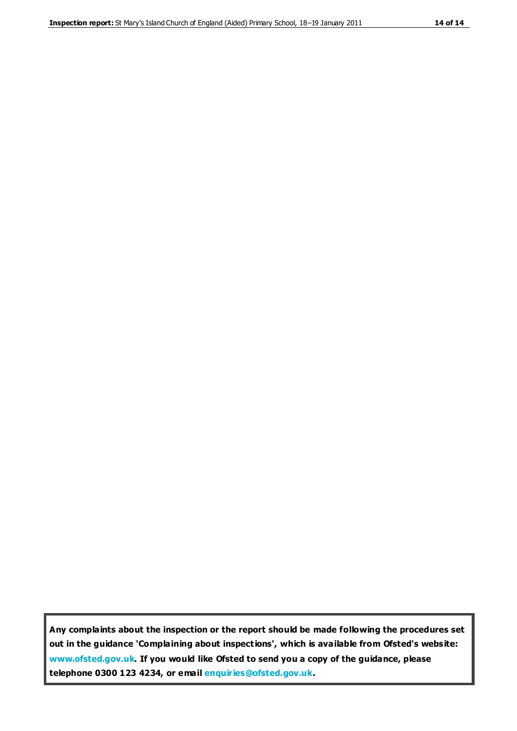**Any complaints about the inspection or the report should be made following the procedures set out in the guidance 'Complaining about inspections', which is available from Ofsted's website: www.ofsted.gov.uk. If you would like Ofsted to send you a copy of the guidance, please telephone 0300 123 4234, or email enquiries@ofsted.gov.uk.**